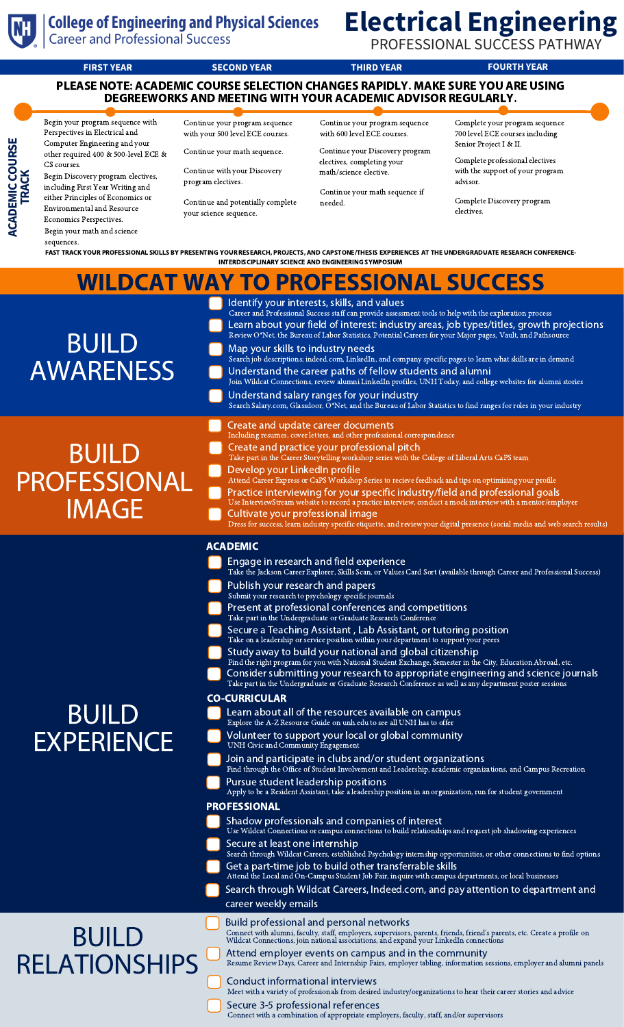College of Engineering and Physical Sciences
Career and Professional Success

# Electrical Engineering

PROFESSIONAL SUCCESS PATHWAY

**PLEASE NOTE: ACADEMIC COURSE SELECTION CHANGES RAPIDLY. MAKE SURE YOU ARE USING DEGREEWORKS AND MEETING WITH YOUR ACADEMIC ADVISOR REGULARLY.**

## ACADEMIC COURSE TRACK

| FIRST YEAR | SECOND YEAR | THIRD YEAR | FOURTH YEAR |
|---|---|---|---|
| Begin your program sequence with Perspectives in Electrical and Computer Engineering and your other required 400 & 500-level ECE & CS courses. Begin Discovery program electives, including First Year Writing and either Principles of Economics or Environmental and Resource Economics Perspectives. Begin your math and science sequences. | Continue your program sequence with your 500 level ECE courses. Continue your math sequence. Continue with your Discovery program electives. Continue and potentially complete your science sequence. | Continue your program sequence with 600 level ECE courses. Continue your Discovery program electives, completing your math/science elective. Continue your math sequence if needed. | Complete your program sequence 700 level ECE courses including Senior Project I & II. Complete professional electives with the support of your program advisor. Complete Discovery program electives. |

**FAST TRACK YOUR PROFESSIONAL SKILLS BY PRESENTING YOUR RESEARCH, PROJECTS, AND CAPSTONE/THESIS EXPERIENCES AT THE UNDERGRADUATE RESEARCH CONFERENCE- INTERDISCIPLINARY SCIENCE AND ENGINEERING SYMPOSIUM**

# WILDCAT WAY TO PROFESSIONAL SUCCESS

## BUILD AWARENESS

- Identify your interests, skills, and values
  Career and Professional Success staff can provide assessment tools to help with the exploration process
- Learn about your field of interest: industry areas, job types/titles, growth projections
  Review O*Net, the Bureau of Labor Statistics, Potential Careers for your Major pages, Vault, and Pathsource
- Map your skills to industry needs
  Search job descriptions; indeed.com, LinkedIn, and company specific pages to learn what skills are in demand
- Understand the career paths of fellow students and alumni
  Join Wildcat Connections, review alumni LinkedIn profiles, UNH Today, and college websites for alumni stories
- Understand salary ranges for your industry
  Search Salary.com, Glassdoor, O*Net, and the Bureau of Labor Statistics to find ranges for roles in your industry

## BUILD PROFESSIONAL IMAGE

- Create and update career documents
  Including resumes, cover letters, and other professional correspondence
- Create and practice your professional pitch
  Take part in the Career Storytelling workshop series with the College of Liberal Arts CaPS team
- Develop your LinkedIn profile
  Attend Career Express or CaPS Workshop Series to recieve feedback and tips on optimizing your profile
- Practice interviewing for your specific industry/field and professional goals
  Use InterviewStream website to record a practice interview, conduct a mock interview with a mentor/employer
- Cultivate your professional image
  Dress for success, learn industry specific etiquette, and review your digital presence (social media and web search results)

## BUILD EXPERIENCE

### ACADEMIC

- Engage in research and field experience
  Take the Jackson Career Explorer, Skills Scan, or Values Card Sort (available through Career and Professional Success)
- Publish your research and papers
  Submit your research to psychology specific journals
- Present at professional conferences and competitions
  Take part in the Undergraduate or Graduate Research Conference
- Secure a Teaching Assistant , Lab Assistant, or tutoring position
  Take on a leadership or service position within your department to support your peers
- Study away to build your national and global citizenship
  Find the right program for you with National Student Exchange, Semester in the City, Education Abroad, etc.
- Consider submitting your research to appropriate engineering and science journals
  Take part in the Undergraduate or Graduate Research Conference as well as any department poster sessions

### CO-CURRICULAR

- Learn about all of the resources available on campus
  Explore the A-Z Resource Guide on unh.edu to see all UNH has to offer
- Volunteer to support your local or global community
  UNH Civic and Community Engagement
- Join and participate in clubs and/or student organizations
  Find through the Office of Student Involvement and Leadership, academic organizations, and Campus Recreation
- Pursue student leadership positions
  Apply to be a Resident Assistant, take a leadership position in an organization, run for student government

### PROFESSIONAL

- Shadow professionals and companies of interest
  Use Wildcat Connections or campus connections to build relationships and request job shadowing experiences
- Secure at least one internship
  Search through Wildcat Careers, established Psychology internship opportunities, or other connections to find options
- Get a part-time job to build other transferrable skills
  Attend the Local and On-Campus Student Job Fair, inquire with campus departments, or local businesses
- Search through Wildcat Careers, Indeed.com, and pay attention to department and career weekly emails

## BUILD RELATIONSHIPS

- Build professional and personal networks
  Connect with alumni, faculty, staff, employers, supervisors, parents, friends, friend's parents, etc. Create a profile on Wildcat Connections, join national associations, and expand your LinkedIn connections
- Attend employer events on campus and in the community
  Resume Review Days, Career and Internship Fairs, employer tabling, information sessions, employer and alumni panels
- Conduct informational interviews
  Meet with a variety of professionals from desired industry/organizations to hear their career stories and advice
- Secure 3-5 professional references
  Connect with a combination of appropriate employers, faculty, staff, and/or supervisors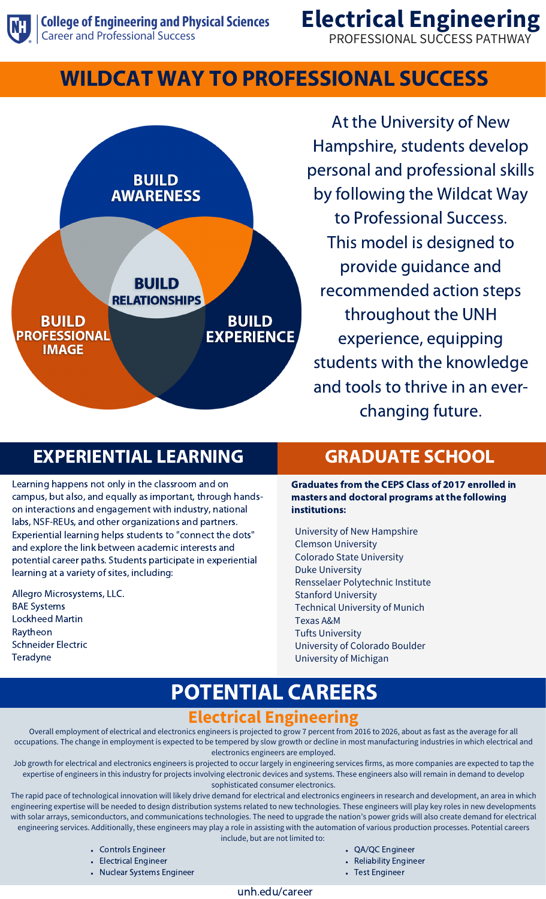College of Engineering and Physical Sciences
Career and Professional Success

# Electrical Engineering

PROFESSIONAL SUCCESS PATHWAY

## WILDCAT WAY TO PROFESSIONAL SUCCESS

BUILD AWARENESS

BUILD RELATIONSHIPS

BUILD PROFESSIONAL IMAGE

BUILD EXPERIENCE

At the University of New Hampshire, students develop personal and professional skills by following the Wildcat Way to Professional Success. This model is designed to provide guidance and recommended action steps throughout the UNH experience, equipping students with the knowledge and tools to thrive in an ever-changing future.

## EXPERIENTIAL LEARNING

Learning happens not only in the classroom and on campus, but also, and equally as important, through hands-on interactions and engagement with industry, national labs, NSF-REUs, and other organizations and partners. Experiential learning helps students to "connect the dots" and explore the link between academic interests and potential career paths. Students participate in experiential learning at a variety of sites, including:

Allegro Microsystems, LLC.
BAE Systems
Lockheed Martin
Raytheon
Schneider Electric
Teradyne

## GRADUATE SCHOOL

**Graduates from the CEPS Class of 2017 enrolled in masters and doctoral programs at the following institutions:**

University of New Hampshire
Clemson University
Colorado State University
Duke University
Rensselaer Polytechnic Institute
Stanford University
Technical University of Munich
Texas A&M
Tufts University
University of Colorado Boulder
University of Michigan

## POTENTIAL CAREERS

### Electrical Engineering

Overall employment of electrical and electronics engineers is projected to grow 7 percent from 2016 to 2026, about as fast as the average for all occupations. The change in employment is expected to be tempered by slow growth or decline in most manufacturing industries in which electrical and electronics engineers are employed.

Job growth for electrical and electronics engineers is projected to occur largely in engineering services firms, as more companies are expected to tap the expertise of engineers in this industry for projects involving electronic devices and systems. These engineers also will remain in demand to develop sophisticated consumer electronics.

The rapid pace of technological innovation will likely drive demand for electrical and electronics engineers in research and development, an area in which engineering expertise will be needed to design distribution systems related to new technologies. These engineers will play key roles in new developments with solar arrays, semiconductors, and communications technologies. The need to upgrade the nation's power grids will also create demand for electrical engineering services. Additionally, these engineers may play a role in assisting with the automation of various production processes. Potential careers include, but are not limited to:

- Controls Engineer
- Electrical Engineer
- Nuclear Systems Engineer
- QA/QC Engineer
- Reliability Engineer
- Test Engineer

unh.edu/career